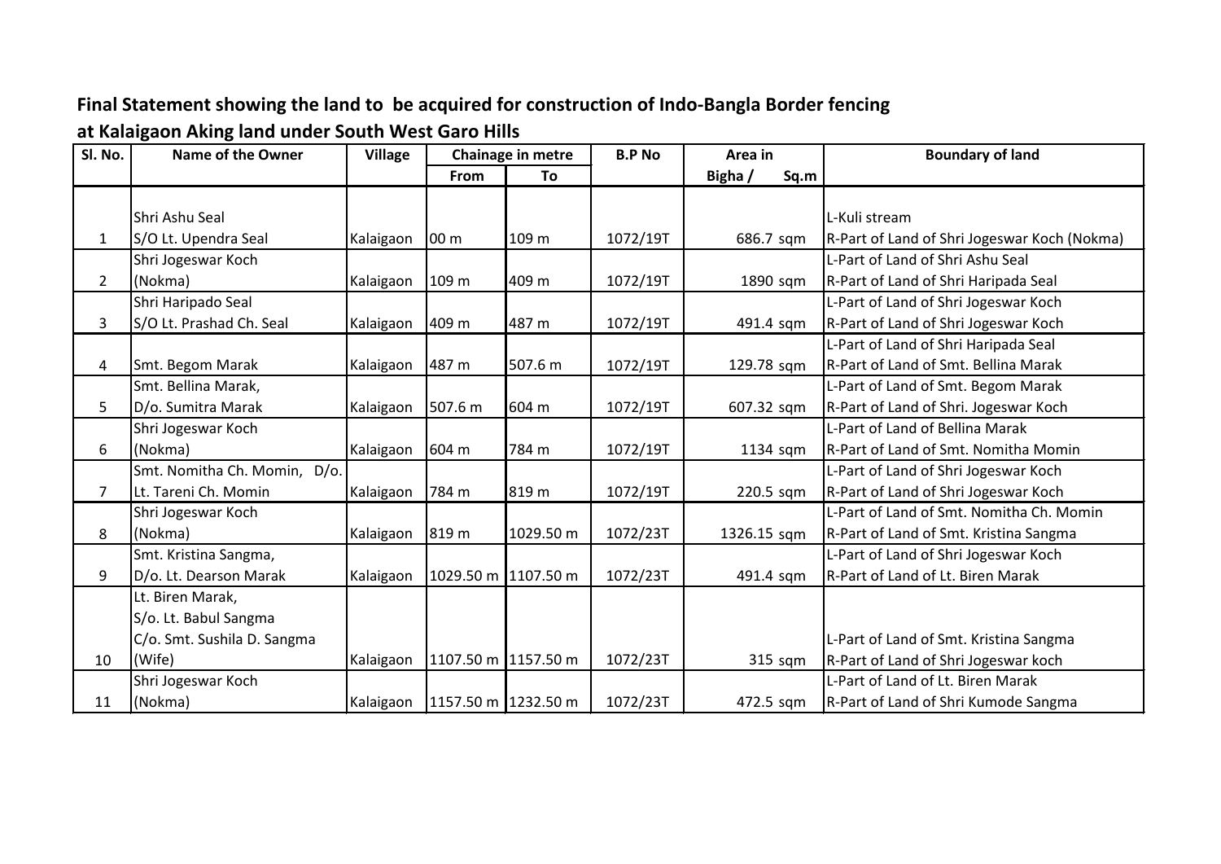**Final Statement showing the land to be acquired for construction of Indo-Bangla Border fencing at Kalaigaon Aking land under South West Garo Hills**

| Sl. No. | Name of the Owner | Village | Chainage in metre | | B.P No | Area in | Boundary of land |
|---|---|---|---|---|---|---|---|
| | | | From | To | | Bigha / Sq.m | |
| 1 | Shri Ashu Seal S/O Lt. Upendra Seal | Kalaigaon | 00 m | 109 m | 1072/19T | 686.7 sqm | L-Kuli stream R-Part of Land of Shri Jogeswar Koch (Nokma) |
| 2 | Shri Jogeswar Koch (Nokma) | Kalaigaon | 109 m | 409 m | 1072/19T | 1890 sqm | L-Part of Land of Shri Ashu Seal R-Part of Land of Shri Haripada Seal |
| 3 | Shri Haripado Seal S/O Lt. Prashad Ch. Seal | Kalaigaon | 409 m | 487 m | 1072/19T | 491.4 sqm | L-Part of Land of Shri Jogeswar Koch R-Part of Land of Shri Jogeswar Koch |
| 4 | Smt. Begom Marak | Kalaigaon | 487 m | 507.6 m | 1072/19T | 129.78 sqm | L-Part of Land of Shri Haripada Seal R-Part of Land of Smt. Bellina Marak |
| 5 | Smt. Bellina Marak, D/o. Sumitra Marak | Kalaigaon | 507.6 m | 604 m | 1072/19T | 607.32 sqm | L-Part of Land of Smt. Begom Marak R-Part of Land of Shri. Jogeswar Koch |
| 6 | Shri Jogeswar Koch (Nokma) | Kalaigaon | 604 m | 784 m | 1072/19T | 1134 sqm | L-Part of Land of Bellina Marak R-Part of Land of Smt. Nomitha Momin |
| 7 | Smt. Nomitha Ch. Momin, D/o. Lt. Tareni Ch. Momin | Kalaigaon | 784 m | 819 m | 1072/19T | 220.5 sqm | L-Part of Land of Shri Jogeswar Koch R-Part of Land of Shri Jogeswar Koch |
| 8 | Shri Jogeswar Koch (Nokma) | Kalaigaon | 819 m | 1029.50 m | 1072/23T | 1326.15 sqm | L-Part of Land of Smt. Nomitha Ch. Momin R-Part of Land of Smt. Kristina Sangma |
| 9 | Smt. Kristina Sangma, D/o. Lt. Dearson Marak | Kalaigaon | 1029.50 m | 1107.50 m | 1072/23T | 491.4 sqm | L-Part of Land of Shri Jogeswar Koch R-Part of Land of Lt. Biren Marak |
| 10 | Lt. Biren Marak, S/o. Lt. Babul Sangma C/o. Smt. Sushila D. Sangma (Wife) | Kalaigaon | 1107.50 m | 1157.50 m | 1072/23T | 315 sqm | L-Part of Land of Smt. Kristina Sangma R-Part of Land of Shri Jogeswar koch |
| 11 | Shri Jogeswar Koch (Nokma) | Kalaigaon | 1157.50 m | 1232.50 m | 1072/23T | 472.5 sqm | L-Part of Land of Lt. Biren Marak R-Part of Land of Shri Kumode Sangma |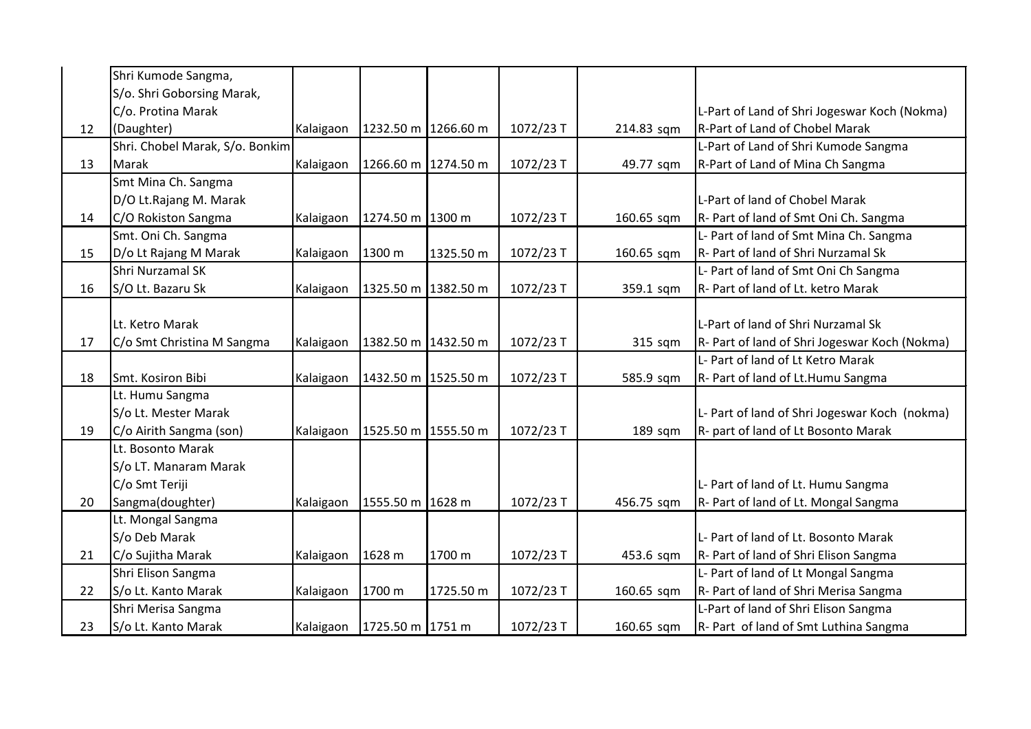| | | | | | | | |
|---|---|---|---|---|---|---|---|
| 12 | Shri Kumode Sangma, S/o. Shri Goborsing Marak, C/o. Protina Marak (Daughter) | Kalaigaon | 1232.50 m | 1266.60 m | 1072/23 T | 214.83 sqm | L-Part of Land of Shri Jogeswar Koch (Nokma) R-Part of Land of Chobel Marak |
| 13 | Shri. Chobel Marak, S/o. Bonkim Marak | Kalaigaon | 1266.60 m | 1274.50 m | 1072/23 T | 49.77 sqm | L-Part of Land of Shri Kumode Sangma R-Part of Land of Mina Ch Sangma |
| 14 | Smt Mina Ch. Sangma D/O Lt.Rajang M. Marak C/O Rokiston Sangma | Kalaigaon | 1274.50 m | 1300 m | 1072/23 T | 160.65 sqm | L-Part of land of Chobel Marak R- Part of land of Smt Oni Ch. Sangma |
| 15 | Smt. Oni Ch. Sangma D/o Lt Rajang M Marak | Kalaigaon | 1300 m | 1325.50 m | 1072/23 T | 160.65 sqm | L- Part of land of Smt Mina Ch. Sangma R- Part of land of Shri Nurzamal Sk |
| 16 | Shri Nurzamal SK S/O Lt. Bazaru Sk | Kalaigaon | 1325.50 m | 1382.50 m | 1072/23 T | 359.1 sqm | L- Part of land of Smt Oni Ch Sangma R- Part of land of Lt. ketro Marak |
| 17 | Lt. Ketro Marak C/o Smt Christina M Sangma | Kalaigaon | 1382.50 m | 1432.50 m | 1072/23 T | 315 sqm | L-Part of land of Shri Nurzamal Sk R- Part of land of Shri Jogeswar Koch (Nokma) |
| 18 | Smt. Kosiron Bibi | Kalaigaon | 1432.50 m | 1525.50 m | 1072/23 T | 585.9 sqm | L- Part of land of Lt Ketro Marak R- Part of land of Lt.Humu Sangma |
| 19 | Lt. Humu Sangma S/o Lt. Mester Marak C/o Airith Sangma (son) | Kalaigaon | 1525.50 m | 1555.50 m | 1072/23 T | 189 sqm | L- Part of land of Shri Jogeswar Koch (nokma) R- part of land of Lt Bosonto Marak |
| 20 | Lt. Bosonto Marak S/o LT. Manaram Marak C/o Smt Teriji Sangma(doughter) | Kalaigaon | 1555.50 m | 1628 m | 1072/23 T | 456.75 sqm | L- Part of land of Lt. Humu Sangma R- Part of land of Lt. Mongal Sangma |
| 21 | Lt. Mongal Sangma S/o Deb Marak C/o Sujitha Marak | Kalaigaon | 1628 m | 1700 m | 1072/23 T | 453.6 sqm | L- Part of land of Lt. Bosonto Marak R- Part of land of Shri Elison Sangma |
| 22 | Shri Elison Sangma S/o Lt. Kanto Marak | Kalaigaon | 1700 m | 1725.50 m | 1072/23 T | 160.65 sqm | L- Part of land of Lt Mongal Sangma R- Part of land of Shri Merisa Sangma |
| 23 | Shri Merisa Sangma S/o Lt. Kanto Marak | Kalaigaon | 1725.50 m | 1751 m | 1072/23 T | 160.65 sqm | L-Part of land of Shri Elison Sangma R- Part of land of Smt Luthina Sangma |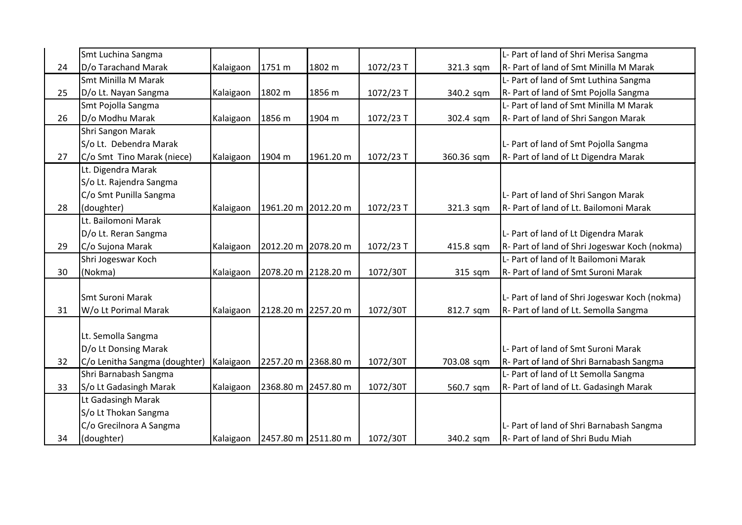| 24 | Smt Luchina Sangma D/o Tarachand Marak | Kalaigaon | 1751 m | 1802 m | 1072/23 T | 321.3 sqm | L- Part of land of Shri Merisa Sangma R- Part of land of Smt Minilla M Marak |
|---|---|---|---|---|---|---|---|
| 25 | Smt Minilla M Marak D/o Lt. Nayan Sangma | Kalaigaon | 1802 m | 1856 m | 1072/23 T | 340.2 sqm | L- Part of land of Smt Luthina Sangma R- Part of land of Smt Pojolla Sangma |
| 26 | Smt Pojolla Sangma D/o Modhu Marak | Kalaigaon | 1856 m | 1904 m | 1072/23 T | 302.4 sqm | L- Part of land of Smt Minilla M Marak R- Part of land of Shri Sangon Marak |
| 27 | Shri Sangon Marak S/o Lt. Debendra Marak C/o Smt Tino Marak (niece) | Kalaigaon | 1904 m | 1961.20 m | 1072/23 T | 360.36 sqm | L- Part of land of Smt Pojolla Sangma R- Part of land of Lt Digendra Marak |
| 28 | Lt. Digendra Marak S/o Lt. Rajendra Sangma C/o Smt Punilla Sangma (doughter) | Kalaigaon | 1961.20 m | 2012.20 m | 1072/23 T | 321.3 sqm | L- Part of land of Shri Sangon Marak R- Part of land of Lt. Bailomoni Marak |
| 29 | Lt. Bailomoni Marak D/o Lt. Reran Sangma C/o Sujona Marak | Kalaigaon | 2012.20 m | 2078.20 m | 1072/23 T | 415.8 sqm | L- Part of land of Lt Digendra Marak R- Part of land of Shri Jogeswar Koch (nokma) |
| 30 | Shri Jogeswar Koch (Nokma) | Kalaigaon | 2078.20 m | 2128.20 m | 1072/30T | 315 sqm | L- Part of land of lt Bailomoni Marak R- Part of land of Smt Suroni Marak |
| 31 | Smt Suroni Marak W/o Lt Porimal Marak | Kalaigaon | 2128.20 m | 2257.20 m | 1072/30T | 812.7 sqm | L- Part of land of Shri Jogeswar Koch (nokma) R- Part of land of Lt. Semolla Sangma |
| 32 | Lt. Semolla Sangma D/o Lt Donsing Marak C/o Lenitha Sangma (doughter) | Kalaigaon | 2257.20 m | 2368.80 m | 1072/30T | 703.08 sqm | L- Part of land of Smt Suroni Marak R- Part of land of Shri Barnabash Sangma |
| 33 | Shri Barnabash Sangma S/o Lt Gadasingh Marak | Kalaigaon | 2368.80 m | 2457.80 m | 1072/30T | 560.7 sqm | L- Part of land of Lt Semolla Sangma R- Part of land of Lt. Gadasingh Marak |
| 34 | Lt Gadasingh Marak S/o Lt Thokan Sangma C/o Grecilnora A Sangma (doughter) | Kalaigaon | 2457.80 m | 2511.80 m | 1072/30T | 340.2 sqm | L- Part of land of Shri Barnabash Sangma R- Part of land of Shri Budu Miah |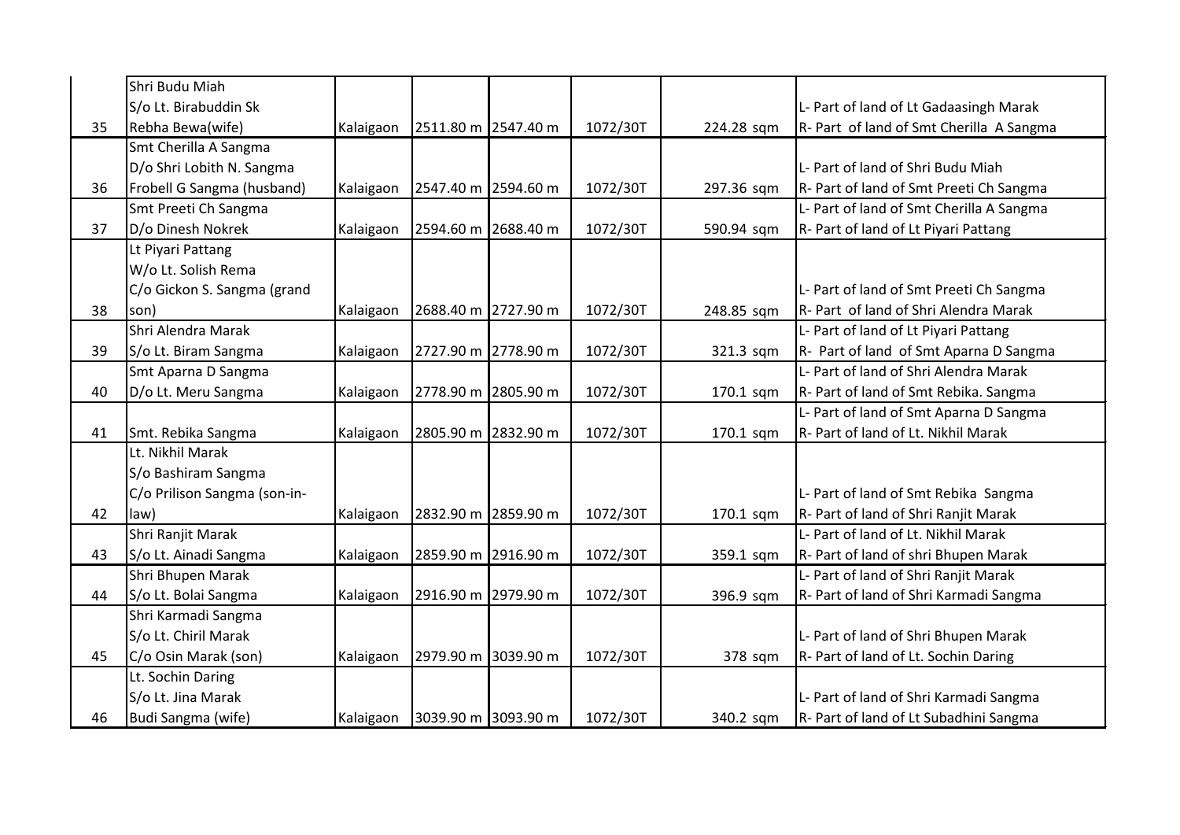| | | | | | | | |
|---|---|---|---|---|---|---|---|
| 35 | Shri Budu Miah S/o Lt. Birabuddin Sk Rebha Bewa(wife) | Kalaigaon | 2511.80 m | 2547.40 m | 1072/30T | 224.28 sqm | L- Part of land of Lt Gadaasingh Marak R- Part of land of Smt Cherilla A Sangma |
| 36 | Smt Cherilla A Sangma D/o Shri Lobith N. Sangma Frobell G Sangma (husband) | Kalaigaon | 2547.40 m | 2594.60 m | 1072/30T | 297.36 sqm | L- Part of land of Shri Budu Miah R- Part of land of Smt Preeti Ch Sangma |
| 37 | Smt Preeti Ch Sangma D/o Dinesh Nokrek | Kalaigaon | 2594.60 m | 2688.40 m | 1072/30T | 590.94 sqm | L- Part of land of Smt Cherilla A Sangma R- Part of land of Lt Piyari Pattang |
| 38 | Lt Piyari Pattang W/o Lt. Solish Rema C/o Gickon S. Sangma (grand son) | Kalaigaon | 2688.40 m | 2727.90 m | 1072/30T | 248.85 sqm | L- Part of land of Smt Preeti Ch Sangma R- Part of land of Shri Alendra Marak |
| 39 | Shri Alendra Marak S/o Lt. Biram Sangma | Kalaigaon | 2727.90 m | 2778.90 m | 1072/30T | 321.3 sqm | L- Part of land of Lt Piyari Pattang R- Part of land of Smt Aparna D Sangma |
| 40 | Smt Aparna D Sangma D/o Lt. Meru Sangma | Kalaigaon | 2778.90 m | 2805.90 m | 1072/30T | 170.1 sqm | L- Part of land of Shri Alendra Marak R- Part of land of Smt Rebika. Sangma |
| 41 | Smt. Rebika Sangma | Kalaigaon | 2805.90 m | 2832.90 m | 1072/30T | 170.1 sqm | L- Part of land of Smt Aparna D Sangma R- Part of land of Lt. Nikhil Marak |
| 42 | Lt. Nikhil Marak S/o Bashiram Sangma C/o Prilison Sangma (son-in-law) | Kalaigaon | 2832.90 m | 2859.90 m | 1072/30T | 170.1 sqm | L- Part of land of Smt Rebika Sangma R- Part of land of Shri Ranjit Marak |
| 43 | Shri Ranjit Marak S/o Lt. Ainadi Sangma | Kalaigaon | 2859.90 m | 2916.90 m | 1072/30T | 359.1 sqm | L- Part of land of Lt. Nikhil Marak R- Part of land of shri Bhupen Marak |
| 44 | Shri Bhupen Marak S/o Lt. Bolai Sangma | Kalaigaon | 2916.90 m | 2979.90 m | 1072/30T | 396.9 sqm | L- Part of land of Shri Ranjit Marak R- Part of land of Shri Karmadi Sangma |
| 45 | Shri Karmadi Sangma S/o Lt. Chiril Marak C/o Osin Marak (son) | Kalaigaon | 2979.90 m | 3039.90 m | 1072/30T | 378 sqm | L- Part of land of Shri Bhupen Marak R- Part of land of Lt. Sochin Daring |
| 46 | Lt. Sochin Daring S/o Lt. Jina Marak Budi Sangma (wife) | Kalaigaon | 3039.90 m | 3093.90 m | 1072/30T | 340.2 sqm | L- Part of land of Shri Karmadi Sangma R- Part of land of Lt Subadhini Sangma |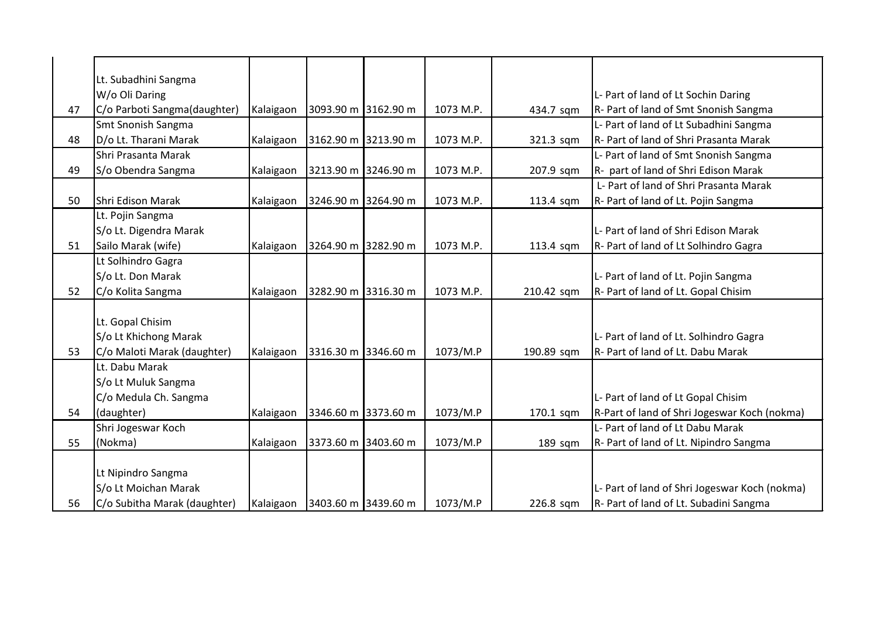| | | | | | | | |
|---|---|---|---|---|---|---|---|
| 47 | Lt. Subadhini Sangma W/o Oli Daring C/o Parboti Sangma(daughter) | Kalaigaon | 3093.90 m | 3162.90 m | 1073 M.P. | 434.7 sqm | L- Part of land of Lt Sochin Daring R- Part of land of Smt Snonish Sangma |
| 48 | Smt Snonish Sangma D/o Lt. Tharani Marak | Kalaigaon | 3162.90 m | 3213.90 m | 1073 M.P. | 321.3 sqm | L- Part of land of Lt Subadhini Sangma R- Part of land of Shri Prasanta Marak |
| 49 | Shri Prasanta Marak S/o Obendra Sangma | Kalaigaon | 3213.90 m | 3246.90 m | 1073 M.P. | 207.9 sqm | L- Part of land of Smt Snonish Sangma R- part of land of Shri Edison Marak |
| 50 | Shri Edison Marak | Kalaigaon | 3246.90 m | 3264.90 m | 1073 M.P. | 113.4 sqm | L- Part of land of Shri Prasanta Marak R- Part of land of Lt. Pojin Sangma |
| 51 | Lt. Pojin Sangma S/o Lt. Digendra Marak Sailo Marak (wife) | Kalaigaon | 3264.90 m | 3282.90 m | 1073 M.P. | 113.4 sqm | L- Part of land of Shri Edison Marak R- Part of land of Lt Solhindro Gagra |
| 52 | Lt Solhindro Gagra S/o Lt. Don Marak C/o Kolita Sangma | Kalaigaon | 3282.90 m | 3316.30 m | 1073 M.P. | 210.42 sqm | L- Part of land of Lt. Pojin Sangma R- Part of land of Lt. Gopal Chisim |
| 53 | Lt. Gopal Chisim S/o Lt Khichong Marak C/o Maloti Marak (daughter) | Kalaigaon | 3316.30 m | 3346.60 m | 1073/M.P | 190.89 sqm | L- Part of land of Lt. Solhindro Gagra R- Part of land of Lt. Dabu Marak |
| 54 | Lt. Dabu Marak S/o Lt Muluk Sangma C/o Medula Ch. Sangma (daughter) | Kalaigaon | 3346.60 m | 3373.60 m | 1073/M.P | 170.1 sqm | L- Part of land of Lt Gopal Chisim R-Part of land of Shri Jogeswar Koch (nokma) |
| 55 | Shri Jogeswar Koch (Nokma) | Kalaigaon | 3373.60 m | 3403.60 m | 1073/M.P | 189 sqm | L- Part of land of Lt Dabu Marak R- Part of land of Lt. Nipindro Sangma |
| 56 | Lt Nipindro Sangma S/o Lt Moichan Marak C/o Subitha Marak (daughter) | Kalaigaon | 3403.60 m | 3439.60 m | 1073/M.P | 226.8 sqm | L- Part of land of Shri Jogeswar Koch (nokma) R- Part of land of Lt. Subadini Sangma |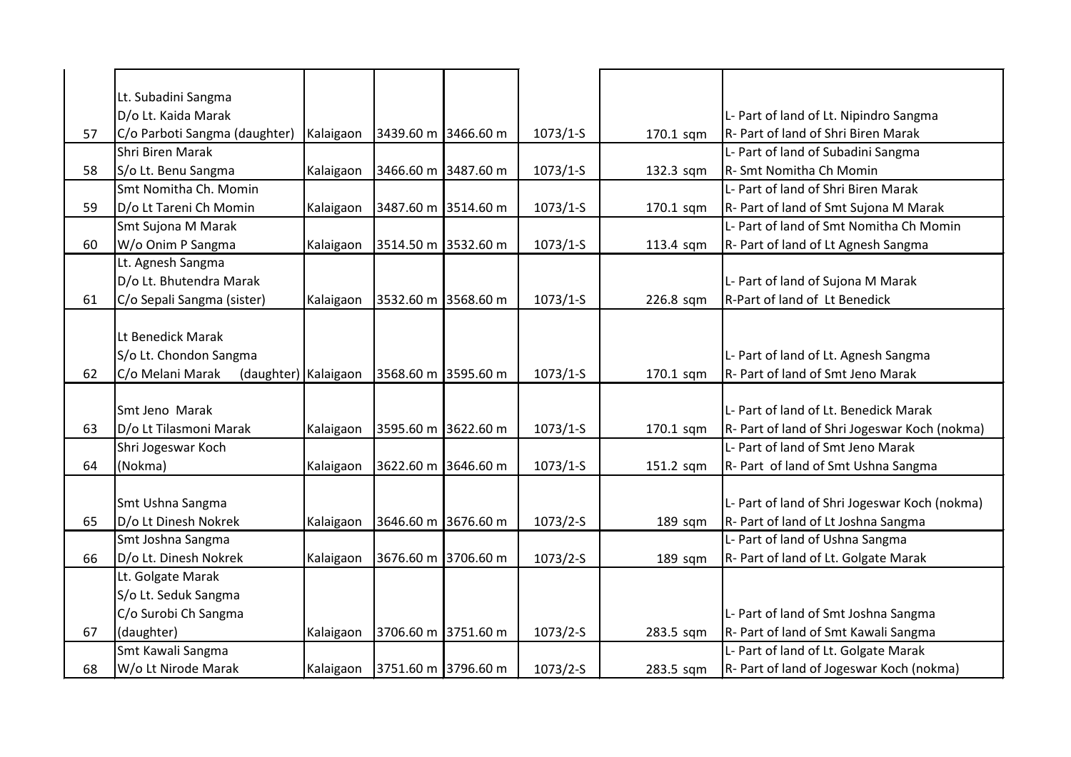| | | | | | | | |
|---|---|---|---|---|---|---|---|
| 57 | Lt. Subadini Sangma<br>D/o Lt. Kaida Marak<br>C/o Parboti Sangma (daughter) | Kalaigaon | 3439.60 m | 3466.60 m | 1073/1-S | 170.1 sqm | L- Part of land of Lt. Nipindro Sangma<br>R- Part of land of Shri Biren Marak |
| 58 | Shri Biren Marak<br>S/o Lt. Benu Sangma | Kalaigaon | 3466.60 m | 3487.60 m | 1073/1-S | 132.3 sqm | L- Part of land of Subadini Sangma<br>R- Smt Nomitha Ch Momin |
| 59 | Smt Nomitha Ch. Momin<br>D/o Lt Tareni Ch Momin | Kalaigaon | 3487.60 m | 3514.60 m | 1073/1-S | 170.1 sqm | L- Part of land of Shri Biren Marak<br>R- Part of land of Smt Sujona M Marak |
| 60 | Smt Sujona M Marak<br>W/o Onim P Sangma | Kalaigaon | 3514.50 m | 3532.60 m | 1073/1-S | 113.4 sqm | L- Part of land of Smt Nomitha Ch Momin<br>R- Part of land of Lt Agnesh Sangma |
| 61 | Lt. Agnesh Sangma<br>D/o Lt. Bhutendra Marak<br>C/o Sepali Sangma (sister) | Kalaigaon | 3532.60 m | 3568.60 m | 1073/1-S | 226.8 sqm | L- Part of land of Sujona M Marak<br>R-Part of land of Lt Benedick |
| 62 | Lt Benedick Marak<br>S/o Lt. Chondon Sangma<br>C/o Melani Marak (daughter) | Kalaigaon | 3568.60 m | 3595.60 m | 1073/1-S | 170.1 sqm | L- Part of land of Lt. Agnesh Sangma<br>R- Part of land of Smt Jeno Marak |
| 63 | Smt Jeno Marak<br>D/o Lt Tilasmoni Marak | Kalaigaon | 3595.60 m | 3622.60 m | 1073/1-S | 170.1 sqm | L- Part of land of Lt. Benedick Marak<br>R- Part of land of Shri Jogeswar Koch (nokma) |
| 64 | Shri Jogeswar Koch<br>(Nokma) | Kalaigaon | 3622.60 m | 3646.60 m | 1073/1-S | 151.2 sqm | L- Part of land of Smt Jeno Marak<br>R- Part of land of Smt Ushna Sangma |
| 65 | Smt Ushna Sangma<br>D/o Lt Dinesh Nokrek | Kalaigaon | 3646.60 m | 3676.60 m | 1073/2-S | 189 sqm | L- Part of land of Shri Jogeswar Koch (nokma)<br>R- Part of land of Lt Joshna Sangma |
| 66 | Smt Joshna Sangma<br>D/o Lt. Dinesh Nokrek | Kalaigaon | 3676.60 m | 3706.60 m | 1073/2-S | 189 sqm | L- Part of land of Ushna Sangma<br>R- Part of land of Lt. Golgate Marak |
| 67 | Lt. Golgate Marak<br>S/o Lt. Seduk Sangma<br>C/o Surobi Ch Sangma<br>(daughter) | Kalaigaon | 3706.60 m | 3751.60 m | 1073/2-S | 283.5 sqm | L- Part of land of Smt Joshna Sangma<br>R- Part of land of Smt Kawali Sangma |
| 68 | Smt Kawali Sangma<br>W/o Lt Nirode Marak | Kalaigaon | 3751.60 m | 3796.60 m | 1073/2-S | 283.5 sqm | L- Part of land of Lt. Golgate Marak<br>R- Part of land of Jogeswar Koch (nokma) |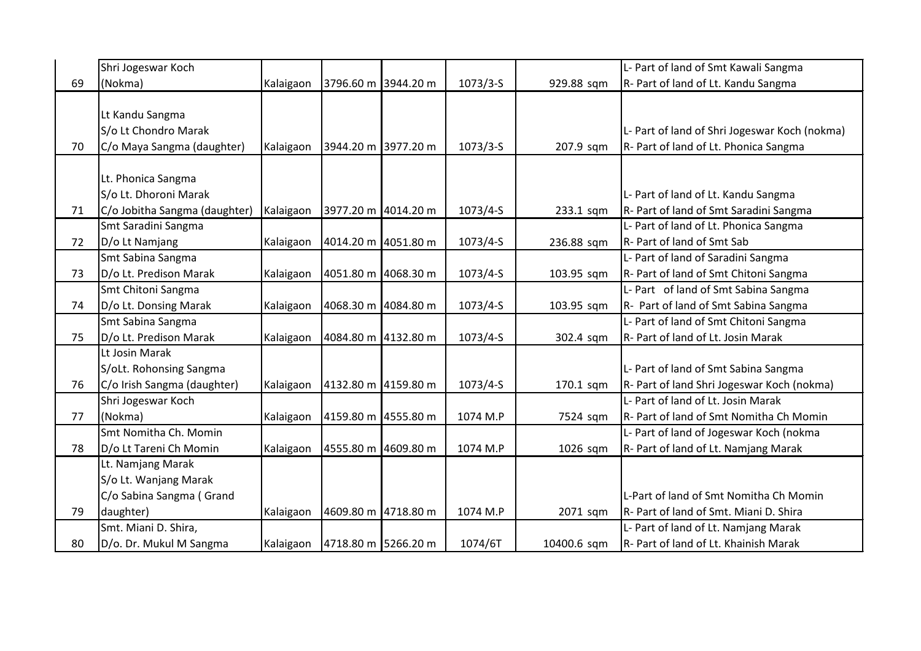| | | | | | | | |
|---|---|---|---|---|---|---|---|
| 69 | Shri Jogeswar Koch (Nokma) | Kalaigaon | 3796.60 m | 3944.20 m | 1073/3-S | 929.88 sqm | L- Part of land of Smt Kawali Sangma<br>R- Part of land of Lt. Kandu Sangma |
| 70 | Lt Kandu Sangma<br>S/o Lt Chondro Marak<br>C/o Maya Sangma (daughter) | Kalaigaon | 3944.20 m | 3977.20 m | 1073/3-S | 207.9 sqm | L- Part of land of Shri Jogeswar Koch (nokma)<br>R- Part of land of Lt. Phonica Sangma |
| 71 | Lt. Phonica Sangma<br>S/o Lt. Dhoroni Marak<br>C/o Jobitha Sangma (daughter) | Kalaigaon | 3977.20 m | 4014.20 m | 1073/4-S | 233.1 sqm | L- Part of land of Lt. Kandu Sangma<br>R- Part of land of Smt Saradini Sangma |
| 72 | Smt Saradini Sangma<br>D/o Lt Namjang | Kalaigaon | 4014.20 m | 4051.80 m | 1073/4-S | 236.88 sqm | L- Part of land of Lt. Phonica Sangma<br>R- Part of land of Smt Sab |
| 73 | Smt Sabina Sangma<br>D/o Lt. Predison Marak | Kalaigaon | 4051.80 m | 4068.30 m | 1073/4-S | 103.95 sqm | L- Part of land of Saradini Sangma<br>R- Part of land of Smt Chitoni Sangma |
| 74 | Smt Chitoni Sangma<br>D/o Lt. Donsing Marak | Kalaigaon | 4068.30 m | 4084.80 m | 1073/4-S | 103.95 sqm | L- Part of land of Smt Sabina Sangma<br>R- Part of land of Smt Sabina Sangma |
| 75 | Smt Sabina Sangma<br>D/o Lt. Predison Marak | Kalaigaon | 4084.80 m | 4132.80 m | 1073/4-S | 302.4 sqm | L- Part of land of Smt Chitoni Sangma<br>R- Part of land of Lt. Josin Marak |
| 76 | Lt Josin Marak<br>S/oLt. Rohonsing Sangma<br>C/o Irish Sangma (daughter) | Kalaigaon | 4132.80 m | 4159.80 m | 1073/4-S | 170.1 sqm | L- Part of land of Smt Sabina Sangma<br>R- Part of land Shri Jogeswar Koch (nokma) |
| 77 | Shri Jogeswar Koch (Nokma) | Kalaigaon | 4159.80 m | 4555.80 m | 1074 M.P | 7524 sqm | L- Part of land of Lt. Josin Marak<br>R- Part of land of Smt Nomitha Ch Momin |
| 78 | Smt Nomitha Ch. Momin<br>D/o Lt Tareni Ch Momin | Kalaigaon | 4555.80 m | 4609.80 m | 1074 M.P | 1026 sqm | L- Part of land of Jogeswar Koch (nokma<br>R- Part of land of Lt. Namjang Marak |
| 79 | Lt. Namjang Marak<br>S/o Lt. Wanjang Marak<br>C/o Sabina Sangma ( Grand daughter) | Kalaigaon | 4609.80 m | 4718.80 m | 1074 M.P | 2071 sqm | L-Part of land of Smt Nomitha Ch Momin<br>R- Part of land of Smt. Miani D. Shira |
| 80 | Smt. Miani D. Shira,<br>D/o. Dr. Mukul M Sangma | Kalaigaon | 4718.80 m | 5266.20 m | 1074/6T | 10400.6 sqm | L- Part of land of Lt. Namjang Marak<br>R- Part of land of Lt. Khainish Marak |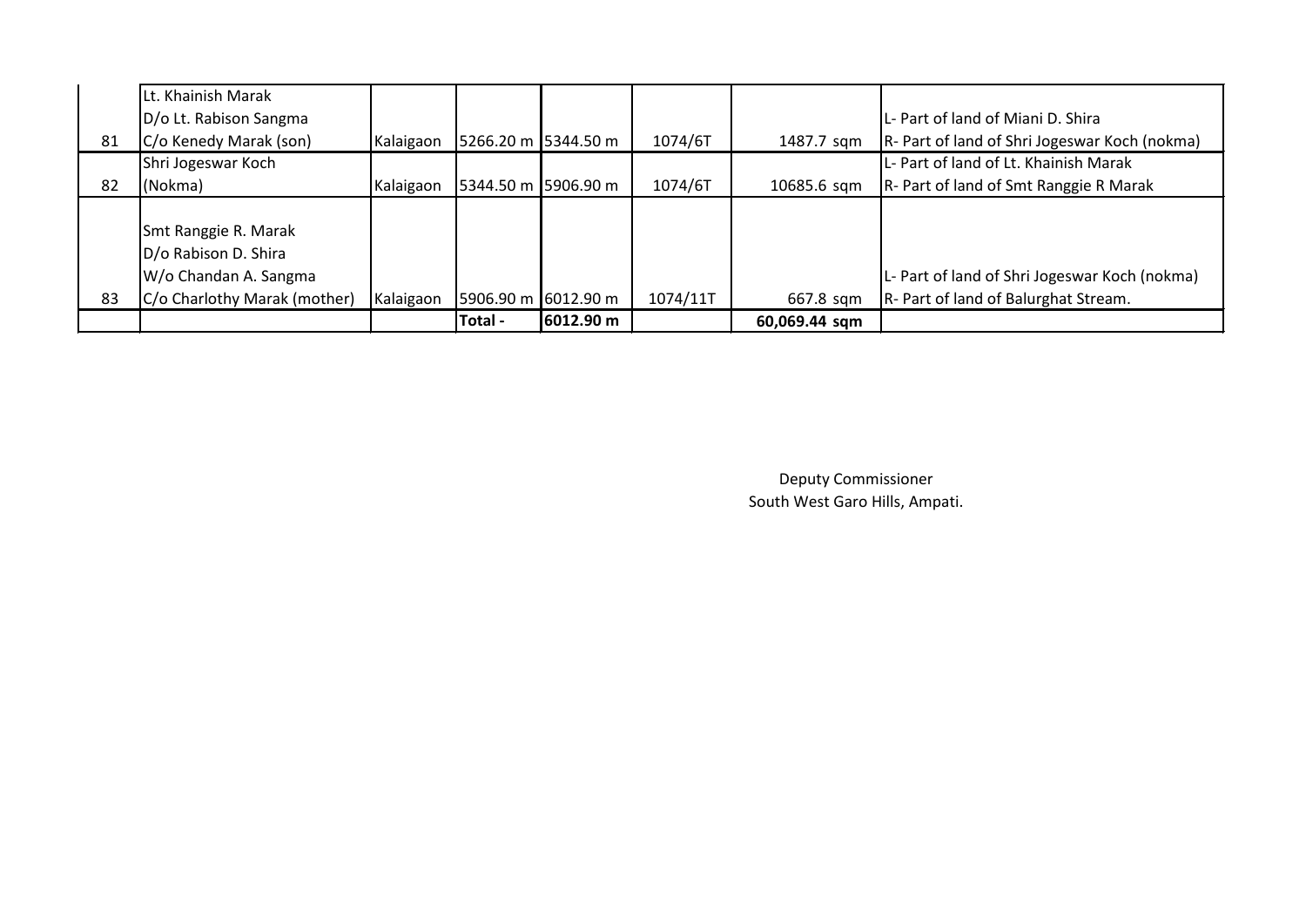| | | | | | | | |
|---|---|---|---|---|---|---|---|
| 81 | Lt. Khainish Marak D/o Lt. Rabison Sangma C/o Kenedy Marak (son) | Kalaigaon | 5266.20 m | 5344.50 m | 1074/6T | 1487.7 sqm | L- Part of land of Miani D. Shira R- Part of land of Shri Jogeswar Koch (nokma) |
| 82 | Shri Jogeswar Koch (Nokma) | Kalaigaon | 5344.50 m | 5906.90 m | 1074/6T | 10685.6 sqm | L- Part of land of Lt. Khainish Marak R- Part of land of Smt Ranggie R Marak |
| 83 | Smt Ranggie R. Marak D/o Rabison D. Shira W/o Chandan A. Sangma C/o Charlothy Marak (mother) | Kalaigaon | 5906.90 m | 6012.90 m | 1074/11T | 667.8 sqm | L- Part of land of Shri Jogeswar Koch (nokma) R- Part of land of Balurghat Stream. |
| | | | **Total -** | **6012.90 m** | | **60,069.44 sqm** | |

Deputy Commissioner
South West Garo Hills, Ampati.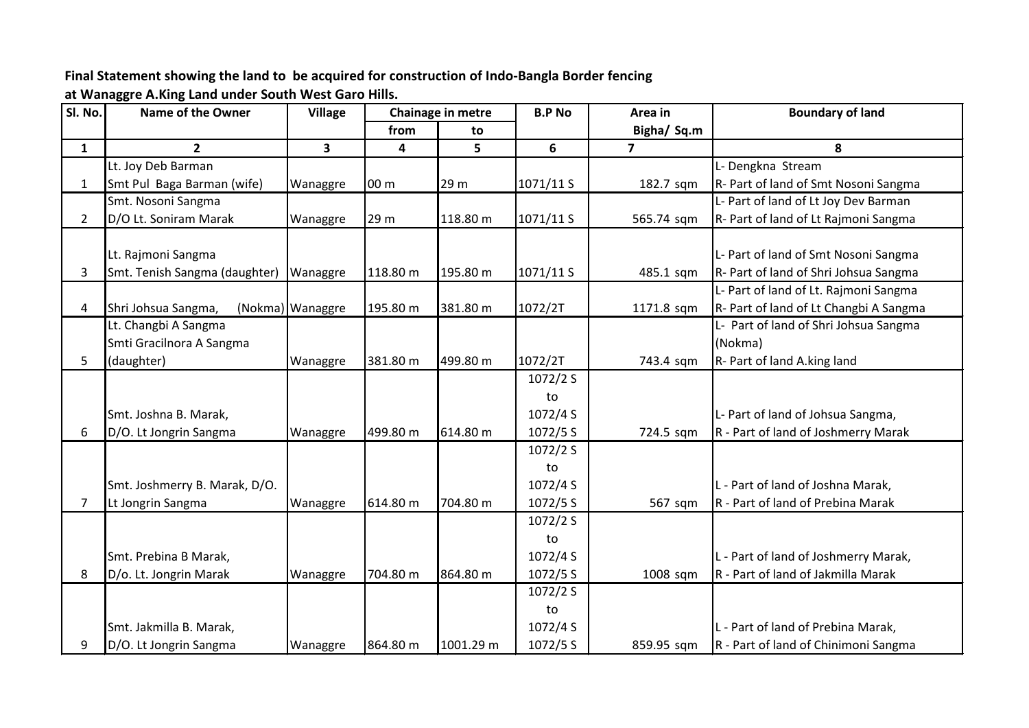**Final Statement showing the land to be acquired for construction of Indo-Bangla Border fencing at Wanaggre A.King Land under South West Garo Hills.**

| Sl. No. | Name of the Owner | Village | Chainage in metre | | B.P No | Area in Bigha/ Sq.m | Boundary of land |
|---|---|---|---|---|---|---|---|
| | | | from | to | | | |
| 1 | 2 | 3 | 4 | 5 | 6 | 7 | 8 |
| 1 | Lt. Joy Deb Barman<br>Smt Pul Baga Barman (wife) | Wanaggre | 00 m | 29 m | 1071/11 S | 182.7 sqm | L- Dengkna Stream<br>R- Part of land of Smt Nosoni Sangma |
| 2 | Smt. Nosoni Sangma<br>D/O Lt. Soniram Marak | Wanaggre | 29 m | 118.80 m | 1071/11 S | 565.74 sqm | L- Part of land of Lt Joy Dev Barman<br>R- Part of land of Lt Rajmoni Sangma |
| 3 | Lt. Rajmoni Sangma<br>Smt. Tenish Sangma (daughter) | Wanaggre | 118.80 m | 195.80 m | 1071/11 S | 485.1 sqm | L- Part of land of Smt Nosoni Sangma<br>R- Part of land of Shri Johsua Sangma |
| 4 | Shri Johsua Sangma, (Nokma) | Wanaggre | 195.80 m | 381.80 m | 1072/2T | 1171.8 sqm | L- Part of land of Lt. Rajmoni Sangma<br>R- Part of land of Lt Changbi A Sangma |
| 5 | Lt. Changbi A Sangma<br>Smti Gracilnora A Sangma (daughter) | Wanaggre | 381.80 m | 499.80 m | 1072/2T | 743.4 sqm | L- Part of land of Shri Johsua Sangma (Nokma)<br>R- Part of land A.king land |
| 6 | Smt. Joshna B. Marak,<br>D/O. Lt Jongrin Sangma | Wanaggre | 499.80 m | 614.80 m | 1072/2 S to 1072/4 S 1072/5 S | 724.5 sqm | L- Part of land of Johsua Sangma,<br>R - Part of land of Joshmerry Marak |
| 7 | Smt. Joshmerry B. Marak, D/O. Lt Jongrin Sangma | Wanaggre | 614.80 m | 704.80 m | 1072/2 S to 1072/4 S 1072/5 S | 567 sqm | L - Part of land of Joshna Marak,<br>R - Part of land of Prebina Marak |
| 8 | Smt. Prebina B Marak,<br>D/o. Lt. Jongrin Marak | Wanaggre | 704.80 m | 864.80 m | 1072/2 S to 1072/4 S 1072/5 S | 1008 sqm | L - Part of land of Joshmerry Marak,<br>R - Part of land of Jakmilla Marak |
| 9 | Smt. Jakmilla B. Marak,<br>D/O. Lt Jongrin Sangma | Wanaggre | 864.80 m | 1001.29 m | 1072/2 S to 1072/4 S 1072/5 S | 859.95 sqm | L - Part of land of Prebina Marak,<br>R - Part of land of Chinimoni Sangma |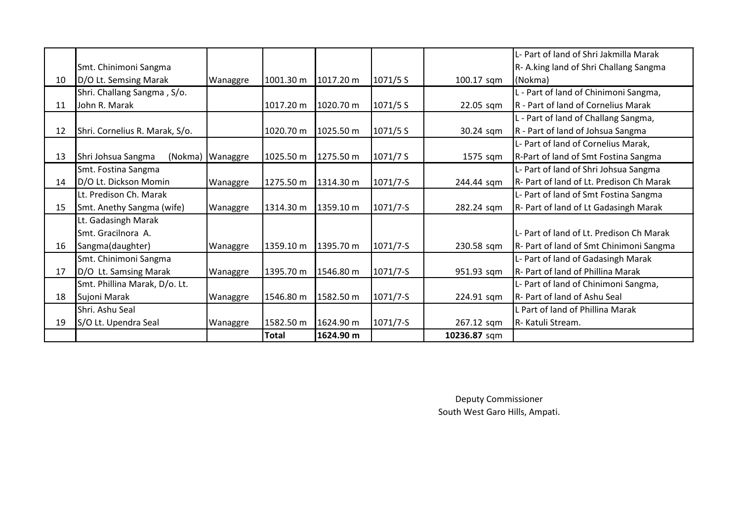| | | | | | | | |
|---|---|---|---|---|---|---|---|
| 10 | Smt. Chinimoni Sangma D/O Lt. Semsing Marak | Wanaggre | 1001.30 m | 1017.20 m | 1071/5 S | 100.17 sqm | L- Part of land of Shri Jakmilla Marak R- A.king land of Shri Challang Sangma (Nokma) |
| 11 | Shri. Challang Sangma , S/o. John R. Marak | | 1017.20 m | 1020.70 m | 1071/5 S | 22.05 sqm | L - Part of land of Chinimoni Sangma, R - Part of land of Cornelius Marak |
| 12 | Shri. Cornelius R. Marak, S/o. | | 1020.70 m | 1025.50 m | 1071/5 S | 30.24 sqm | L - Part of land of Challang Sangma, R - Part of land of Johsua Sangma |
| 13 | Shri Johsua Sangma (Nokma) | Wanaggre | 1025.50 m | 1275.50 m | 1071/7 S | 1575 sqm | L- Part of land of Cornelius Marak, R-Part of land of Smt Fostina Sangma |
| 14 | Smt. Fostina Sangma D/O Lt. Dickson Momin | Wanaggre | 1275.50 m | 1314.30 m | 1071/7-S | 244.44 sqm | L- Part of land of Shri Johsua Sangma R- Part of land of Lt. Predison Ch Marak |
| 15 | Lt. Predison Ch. Marak Smt. Anethy Sangma (wife) | Wanaggre | 1314.30 m | 1359.10 m | 1071/7-S | 282.24 sqm | L- Part of land of Smt Fostina Sangma R- Part of land of Lt Gadasingh Marak |
| 16 | Lt. Gadasingh Marak Smt. Gracilnora A. Sangma(daughter) | Wanaggre | 1359.10 m | 1395.70 m | 1071/7-S | 230.58 sqm | L- Part of land of Lt. Predison Ch Marak R- Part of land of Smt Chinimoni Sangma |
| 17 | Smt. Chinimoni Sangma D/O Lt. Samsing Marak | Wanaggre | 1395.70 m | 1546.80 m | 1071/7-S | 951.93 sqm | L- Part of land of Gadasingh Marak R- Part of land of Phillina Marak |
| 18 | Smt. Phillina Marak, D/o. Lt. Sujoni Marak | Wanaggre | 1546.80 m | 1582.50 m | 1071/7-S | 224.91 sqm | L- Part of land of Chinimoni Sangma, R- Part of land of Ashu Seal |
| 19 | Shri. Ashu Seal S/O Lt. Upendra Seal | Wanaggre | 1582.50 m | 1624.90 m | 1071/7-S | 267.12 sqm | L Part of land of Phillina Marak R- Katuli Stream. |
| | | | **Total** | **1624.90 m** | | **10236.87** sqm | |

Deputy Commissioner
South West Garo Hills, Ampati.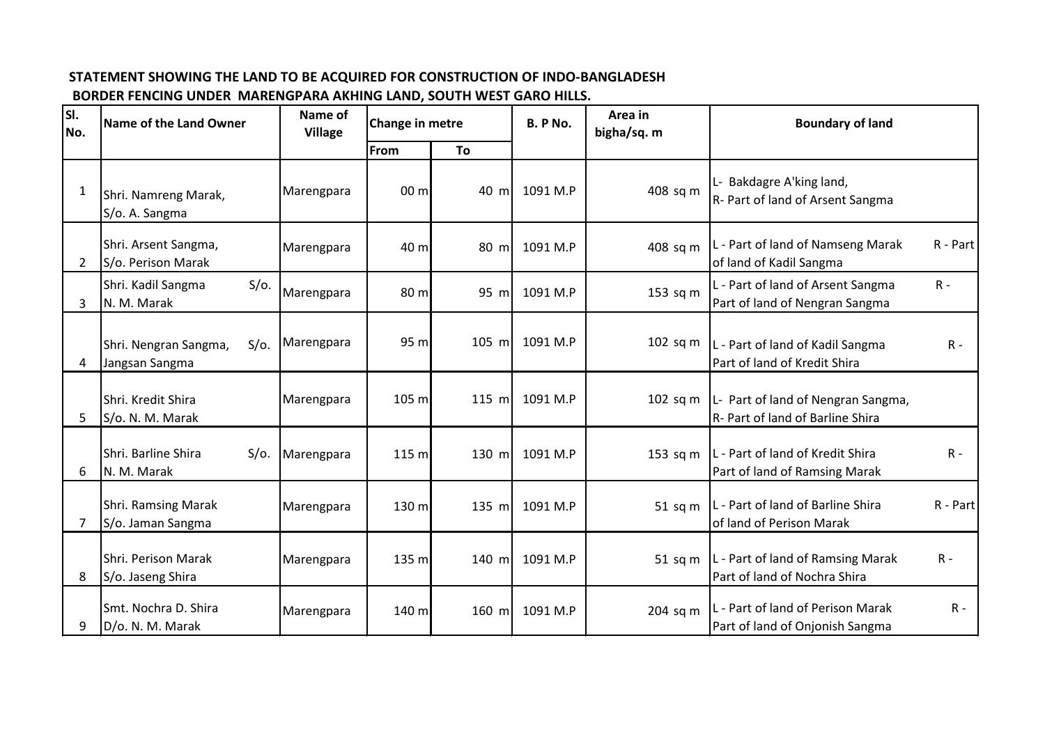**STATEMENT SHOWING THE LAND TO BE ACQUIRED FOR CONSTRUCTION OF INDO-BANGLADESH BORDER FENCING UNDER MARENGPARA AKHING LAND, SOUTH WEST GARO HILLS.**

| Sl. No. | Name of the Land Owner | Name of Village | Change in metre | | B. P No. | Area in bigha/sq. m | Boundary of land |
|---|---|---|---|---|---|---|---|
| | | | From | To | | | |
| 1 | Shri. Namreng Marak, S/o. A. Sangma | Marengpara | 00 m | 40 m | 1091 M.P | 408 sq m | L- Bakdagre A'king land, R- Part of land of Arsent Sangma |
| 2 | Shri. Arsent Sangma, S/o. Perison Marak | Marengpara | 40 m | 80 m | 1091 M.P | 408 sq m | L - Part of land of Namseng Marak R - Part of land of Kadil Sangma |
| 3 | Shri. Kadil Sangma S/o. N. M. Marak | Marengpara | 80 m | 95 m | 1091 M.P | 153 sq m | L - Part of land of Arsent Sangma R - Part of land of Nengran Sangma |
| 4 | Shri. Nengran Sangma, S/o. Jangsan Sangma | Marengpara | 95 m | 105 m | 1091 M.P | 102 sq m | L - Part of land of Kadil Sangma R - Part of land of Kredit Shira |
| 5 | Shri. Kredit Shira S/o. N. M. Marak | Marengpara | 105 m | 115 m | 1091 M.P | 102 sq m | L- Part of land of Nengran Sangma, R- Part of land of Barline Shira |
| 6 | Shri. Barline Shira S/o. N. M. Marak | Marengpara | 115 m | 130 m | 1091 M.P | 153 sq m | L - Part of land of Kredit Shira R - Part of land of Ramsing Marak |
| 7 | Shri. Ramsing Marak S/o. Jaman Sangma | Marengpara | 130 m | 135 m | 1091 M.P | 51 sq m | L - Part of land of Barline Shira R - Part of land of Perison Marak |
| 8 | Shri. Perison Marak S/o. Jaseng Shira | Marengpara | 135 m | 140 m | 1091 M.P | 51 sq m | L - Part of land of Ramsing Marak R - Part of land of Nochra Shira |
| 9 | Smt. Nochra D. Shira D/o. N. M. Marak | Marengpara | 140 m | 160 m | 1091 M.P | 204 sq m | L - Part of land of Perison Marak R - Part of land of Onjonish Sangma |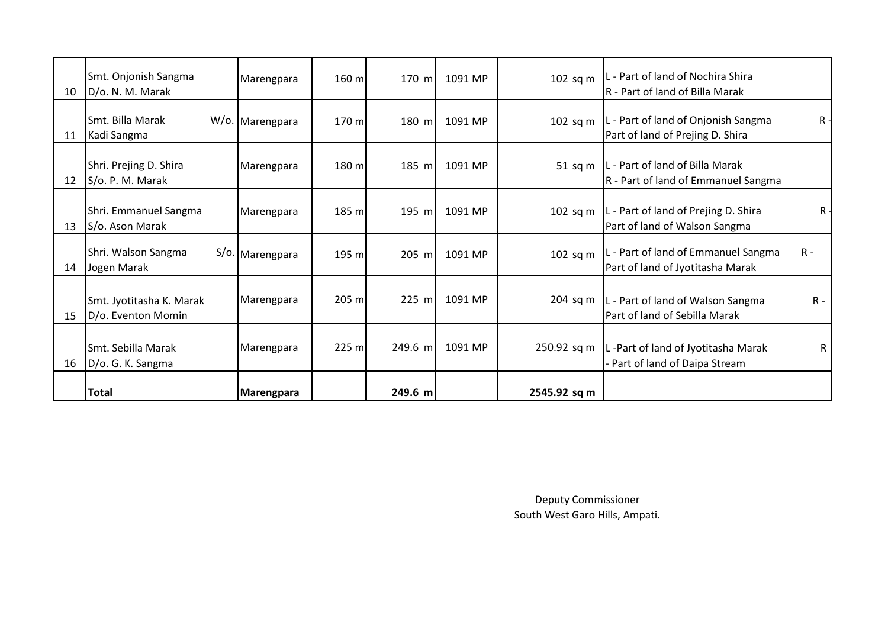| | | | | | | | |
|---|---|---|---|---|---|---|---|
| 10 | Smt. Onjonish Sangma D/o. N. M. Marak | Marengpara | 160 m | 170 m | 1091 MP | 102 sq m | L - Part of land of Nochira Shira R - Part of land of Billa Marak |
| 11 | Smt. Billa Marak W/o. Kadi Sangma | Marengpara | 170 m | 180 m | 1091 MP | 102 sq m | L - Part of land of Onjonish Sangma R - Part of land of Prejing D. Shira |
| 12 | Shri. Prejing D. Shira S/o. P. M. Marak | Marengpara | 180 m | 185 m | 1091 MP | 51 sq m | L - Part of land of Billa Marak R - Part of land of Emmanuel Sangma |
| 13 | Shri. Emmanuel Sangma S/o. Ason Marak | Marengpara | 185 m | 195 m | 1091 MP | 102 sq m | L - Part of land of Prejing D. Shira R - Part of land of Walson Sangma |
| 14 | Shri. Walson Sangma S/o. Jogen Marak | Marengpara | 195 m | 205 m | 1091 MP | 102 sq m | L - Part of land of Emmanuel Sangma R - Part of land of Jyotitasha Marak |
| 15 | Smt. Jyotitasha K. Marak D/o. Eventon Momin | Marengpara | 205 m | 225 m | 1091 MP | 204 sq m | L - Part of land of Walson Sangma R - Part of land of Sebilla Marak |
| 16 | Smt. Sebilla Marak D/o. G. K. Sangma | Marengpara | 225 m | 249.6 m | 1091 MP | 250.92 sq m | L -Part of land of Jyotitasha Marak R - Part of land of Daipa Stream |
| | **Total** | **Marengpara** | | **249.6 m** | | **2545.92 sq m** | |

Deputy Commissioner
South West Garo Hills, Ampati.